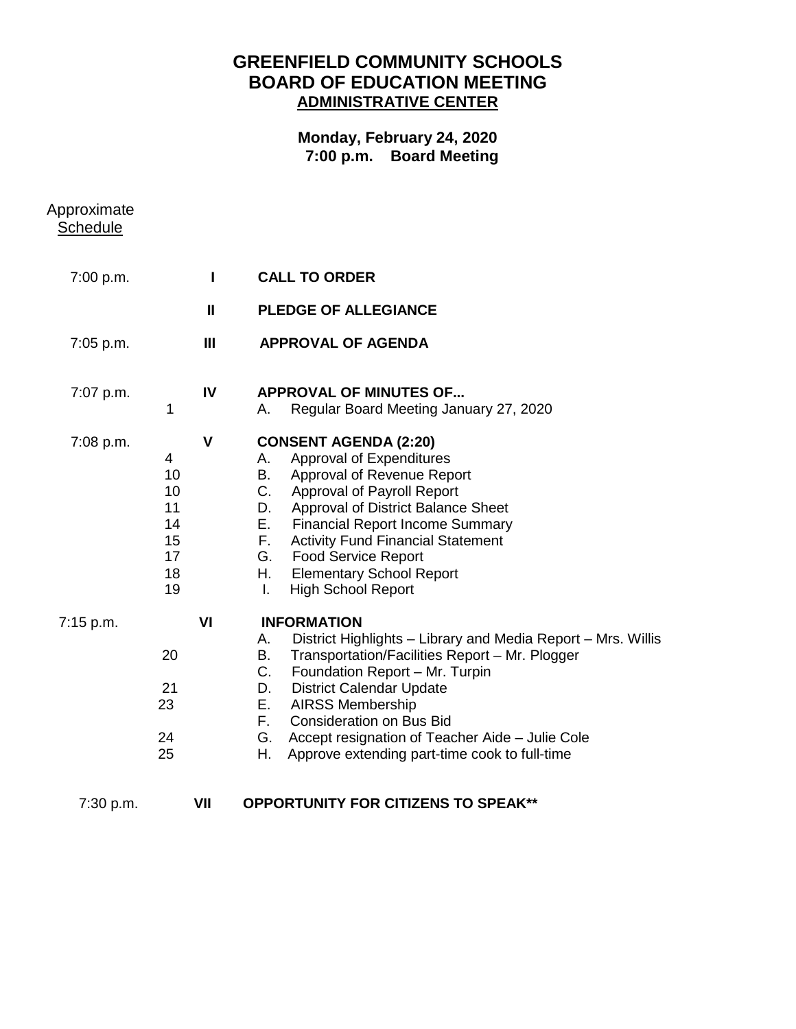# GREENFIELD COMMUNITY SCHOOLS
# BOARD OF EDUCATION MEETING
## ADMINISTRATIVE CENTER

**Monday, February 24, 2020**
**7:00 p.m. Board Meeting**

Approximate
Schedule

| Time | Page | Item | |
|---|---|---|---|
| 7:00 p.m. | | I | **CALL TO ORDER** |
| | | II | **PLEDGE OF ALLEGIANCE** |
| 7:05 p.m. | | III | **APPROVAL OF AGENDA** |
| 7:07 p.m. | | IV | **APPROVAL OF MINUTES OF...** |
| | 1 | | A. Regular Board Meeting January 27, 2020 |
| 7:08 p.m. | | V | **CONSENT AGENDA (2:20)** |
| | 4 | | A. Approval of Expenditures |
| | 10 | | B. Approval of Revenue Report |
| | 10 | | C. Approval of Payroll Report |
| | 11 | | D. Approval of District Balance Sheet |
| | 14 | | E. Financial Report Income Summary |
| | 15 | | F. Activity Fund Financial Statement |
| | 17 | | G. Food Service Report |
| | 18 | | H. Elementary School Report |
| | 19 | | I. High School Report |
| 7:15 p.m. | | VI | **INFORMATION** |
| | | | A. District Highlights – Library and Media Report – Mrs. Willis |
| | 20 | | B. Transportation/Facilities Report – Mr. Plogger |
| | | | C. Foundation Report – Mr. Turpin |
| | 21 | | D. District Calendar Update |
| | 23 | | E. AIRSS Membership |
| | | | F. Consideration on Bus Bid |
| | 24 | | G. Accept resignation of Teacher Aide – Julie Cole |
| | 25 | | H. Approve extending part-time cook to full-time |
| 7:30 p.m. | | VII | **OPPORTUNITY FOR CITIZENS TO SPEAK**** |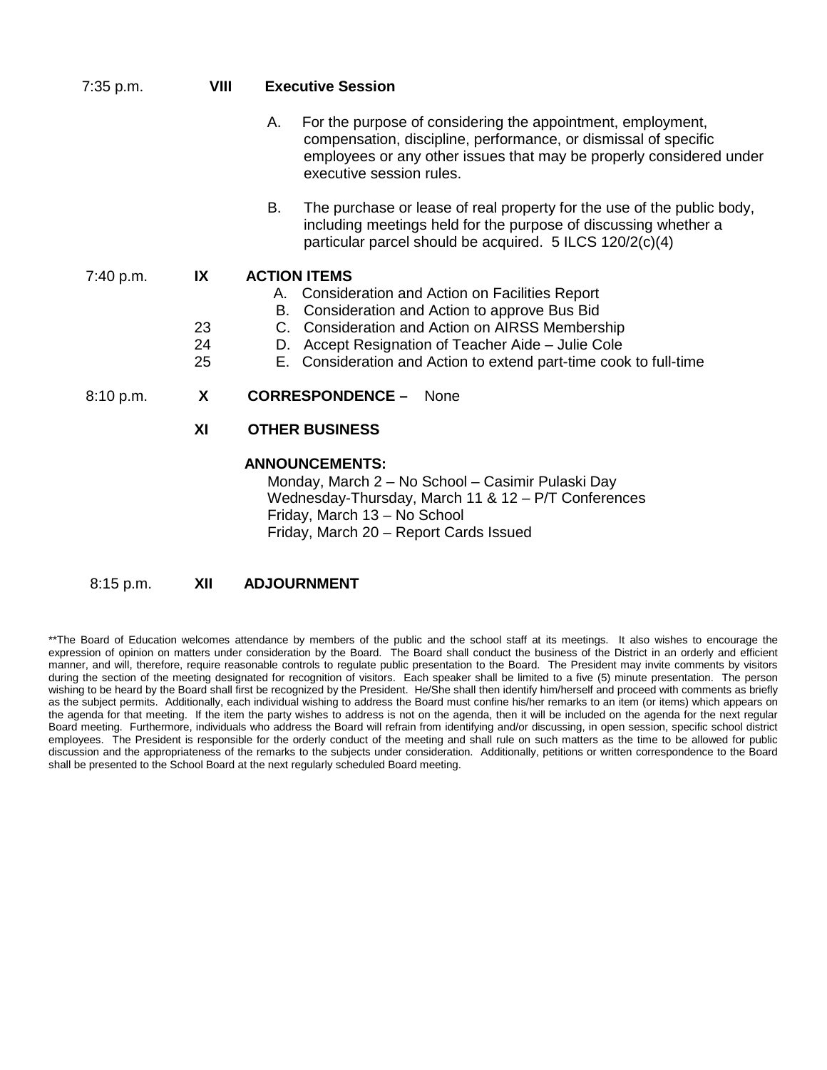7:35 p.m. **VIII** **Executive Session**

A. For the purpose of considering the appointment, employment, compensation, discipline, performance, or dismissal of specific employees or any other issues that may be properly considered under executive session rules.

B. The purchase or lease of real property for the use of the public body, including meetings held for the purpose of discussing whether a particular parcel should be acquired. 5 ILCS 120/2(c)(4)

7:40 p.m. **IX** **ACTION ITEMS**

A. Consideration and Action on Facilities Report
B. Consideration and Action to approve Bus Bid
23 C. Consideration and Action on AIRSS Membership
24 D. Accept Resignation of Teacher Aide – Julie Cole
25 E. Consideration and Action to extend part-time cook to full-time

8:10 p.m. **X** **CORRESPONDENCE –** None

**XI** **OTHER BUSINESS**

**ANNOUNCEMENTS:**

Monday, March 2 – No School – Casimir Pulaski Day
Wednesday-Thursday, March 11 & 12 – P/T Conferences
Friday, March 13 – No School
Friday, March 20 – Report Cards Issued

8:15 p.m. **XII** **ADJOURNMENT**

**The Board of Education welcomes attendance by members of the public and the school staff at its meetings. It also wishes to encourage the expression of opinion on matters under consideration by the Board. The Board shall conduct the business of the District in an orderly and efficient manner, and will, therefore, require reasonable controls to regulate public presentation to the Board. The President may invite comments by visitors during the section of the meeting designated for recognition of visitors. Each speaker shall be limited to a five (5) minute presentation. The person wishing to be heard by the Board shall first be recognized by the President. He/She shall then identify him/herself and proceed with comments as briefly as the subject permits. Additionally, each individual wishing to address the Board must confine his/her remarks to an item (or items) which appears on the agenda for that meeting. If the item the party wishes to address is not on the agenda, then it will be included on the agenda for the next regular Board meeting. Furthermore, individuals who address the Board will refrain from identifying and/or discussing, in open session, specific school district employees. The President is responsible for the orderly conduct of the meeting and shall rule on such matters as the time to be allowed for public discussion and the appropriateness of the remarks to the subjects under consideration. Additionally, petitions or written correspondence to the Board shall be presented to the School Board at the next regularly scheduled Board meeting.